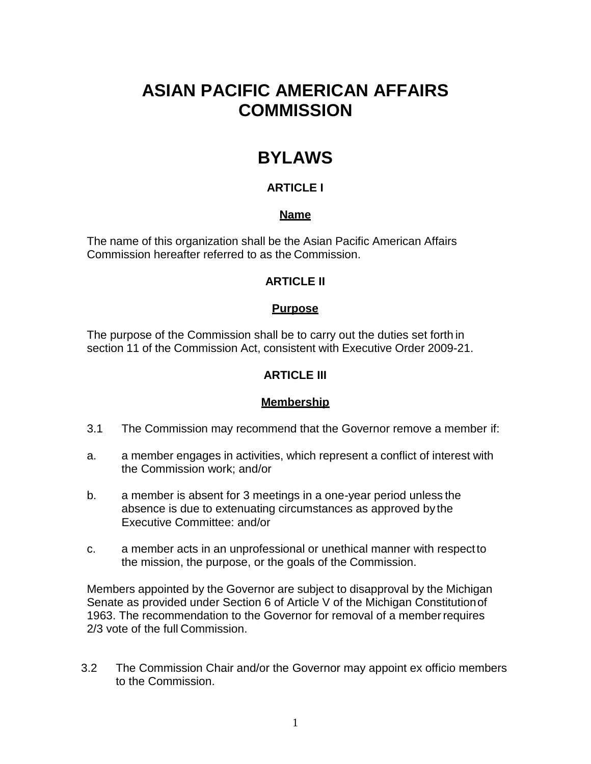# ASIAN PACIFIC AMERICAN AFFAIRS COMMISSION

# BYLAWS

### ARTICLE I

**Name**

The name of this organization shall be the Asian Pacific American Affairs Commission hereafter referred to as the Commission.

### ARTICLE II

**Purpose**

The purpose of the Commission shall be to carry out the duties set forth in section 11 of the Commission Act, consistent with Executive Order 2009-21.

### ARTICLE III

**Membership**

3.1 The Commission may recommend that the Governor remove a member if:

a. a member engages in activities, which represent a conflict of interest with the Commission work; and/or

b. a member is absent for 3 meetings in a one-year period unless the absence is due to extenuating circumstances as approved by the Executive Committee: and/or

c. a member acts in an unprofessional or unethical manner with respect to the mission, the purpose, or the goals of the Commission.

Members appointed by the Governor are subject to disapproval by the Michigan Senate as provided under Section 6 of Article V of the Michigan Constitution of 1963. The recommendation to the Governor for removal of a member requires 2/3 vote of the full Commission.

3.2 The Commission Chair and/or the Governor may appoint ex officio members to the Commission.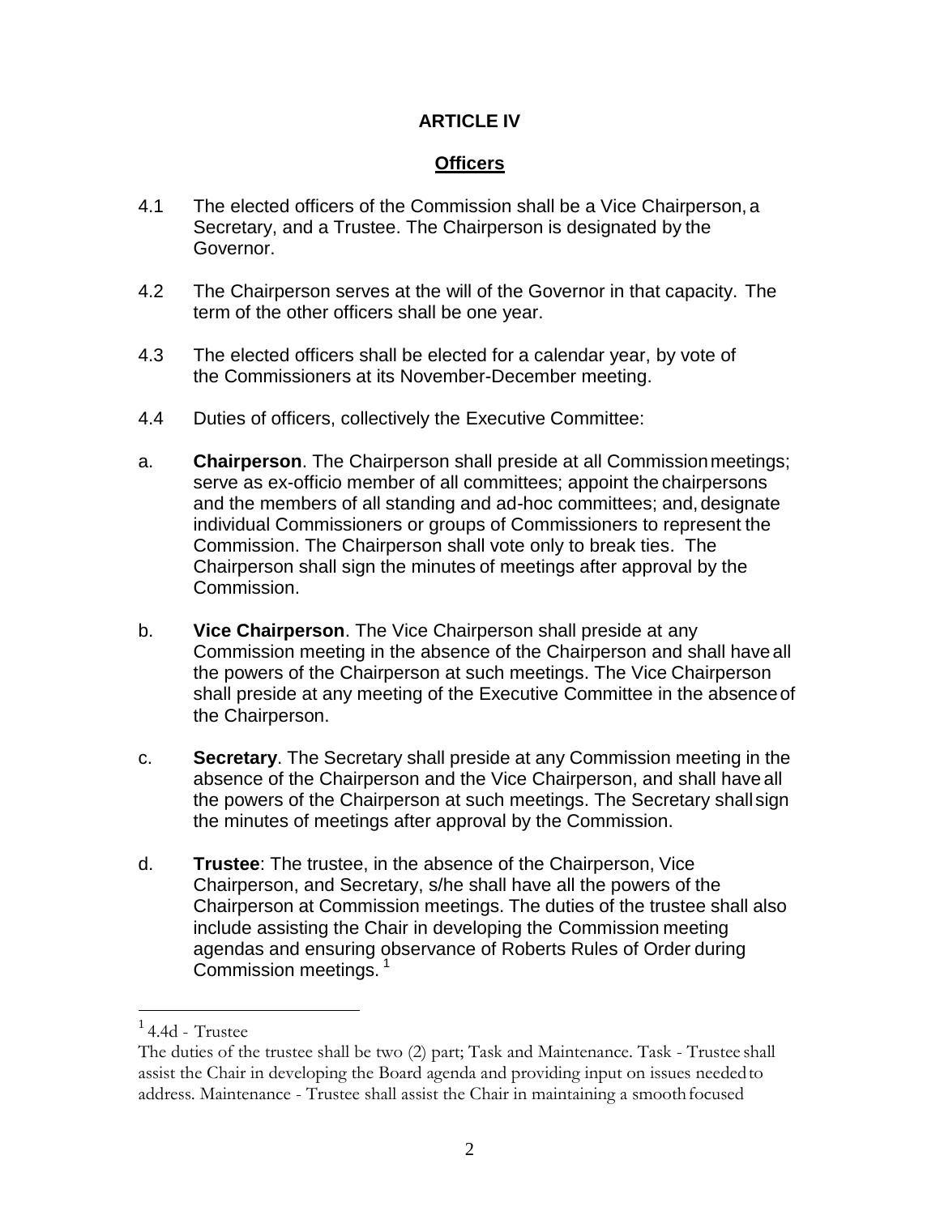# ARTICLE IV

## Officers

4.1 The elected officers of the Commission shall be a Vice Chairperson, a Secretary, and a Trustee. The Chairperson is designated by the Governor.

4.2 The Chairperson serves at the will of the Governor in that capacity. The term of the other officers shall be one year.

4.3 The elected officers shall be elected for a calendar year, by vote of the Commissioners at its November-December meeting.

4.4 Duties of officers, collectively the Executive Committee:

a. **Chairperson**. The Chairperson shall preside at all Commission meetings; serve as ex-officio member of all committees; appoint the chairpersons and the members of all standing and ad-hoc committees; and, designate individual Commissioners or groups of Commissioners to represent the Commission. The Chairperson shall vote only to break ties. The Chairperson shall sign the minutes of meetings after approval by the Commission.

b. **Vice Chairperson**. The Vice Chairperson shall preside at any Commission meeting in the absence of the Chairperson and shall have all the powers of the Chairperson at such meetings. The Vice Chairperson shall preside at any meeting of the Executive Committee in the absence of the Chairperson.

c. **Secretary**. The Secretary shall preside at any Commission meeting in the absence of the Chairperson and the Vice Chairperson, and shall have all the powers of the Chairperson at such meetings. The Secretary shall sign the minutes of meetings after approval by the Commission.

d. **Trustee**: The trustee, in the absence of the Chairperson, Vice Chairperson, and Secretary, s/he shall have all the powers of the Chairperson at Commission meetings. The duties of the trustee shall also include assisting the Chair in developing the Commission meeting agendas and ensuring observance of Roberts Rules of Order during Commission meetings. [1]

---

[1] 4.4d - Trustee

The duties of the trustee shall be two (2) part; Task and Maintenance. Task - Trustee shall assist the Chair in developing the Board agenda and providing input on issues needed to address. Maintenance - Trustee shall assist the Chair in maintaining a smooth focused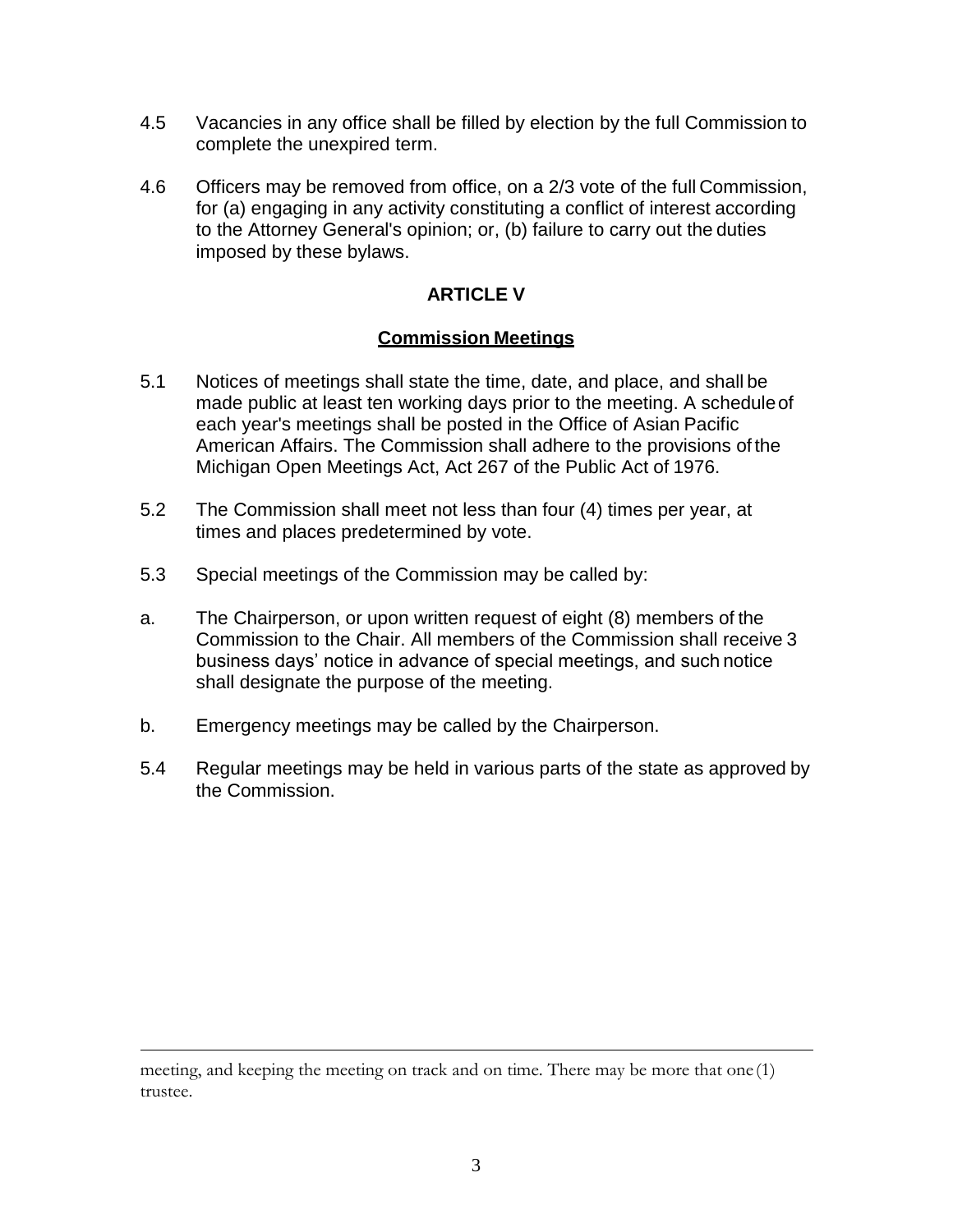4.5 Vacancies in any office shall be filled by election by the full Commission to complete the unexpired term.

4.6 Officers may be removed from office, on a 2/3 vote of the full Commission, for (a) engaging in any activity constituting a conflict of interest according to the Attorney General's opinion; or, (b) failure to carry out the duties imposed by these bylaws.

## ARTICLE V

### Commission Meetings

5.1 Notices of meetings shall state the time, date, and place, and shall be made public at least ten working days prior to the meeting. A schedule of each year's meetings shall be posted in the Office of Asian Pacific American Affairs. The Commission shall adhere to the provisions of the Michigan Open Meetings Act, Act 267 of the Public Act of 1976.

5.2 The Commission shall meet not less than four (4) times per year, at times and places predetermined by vote.

5.3 Special meetings of the Commission may be called by:

a. The Chairperson, or upon written request of eight (8) members of the Commission to the Chair. All members of the Commission shall receive 3 business days' notice in advance of special meetings, and such notice shall designate the purpose of the meeting.

b. Emergency meetings may be called by the Chairperson.

5.4 Regular meetings may be held in various parts of the state as approved by the Commission.

---

meeting, and keeping the meeting on track and on time. There may be more that one (1) trustee.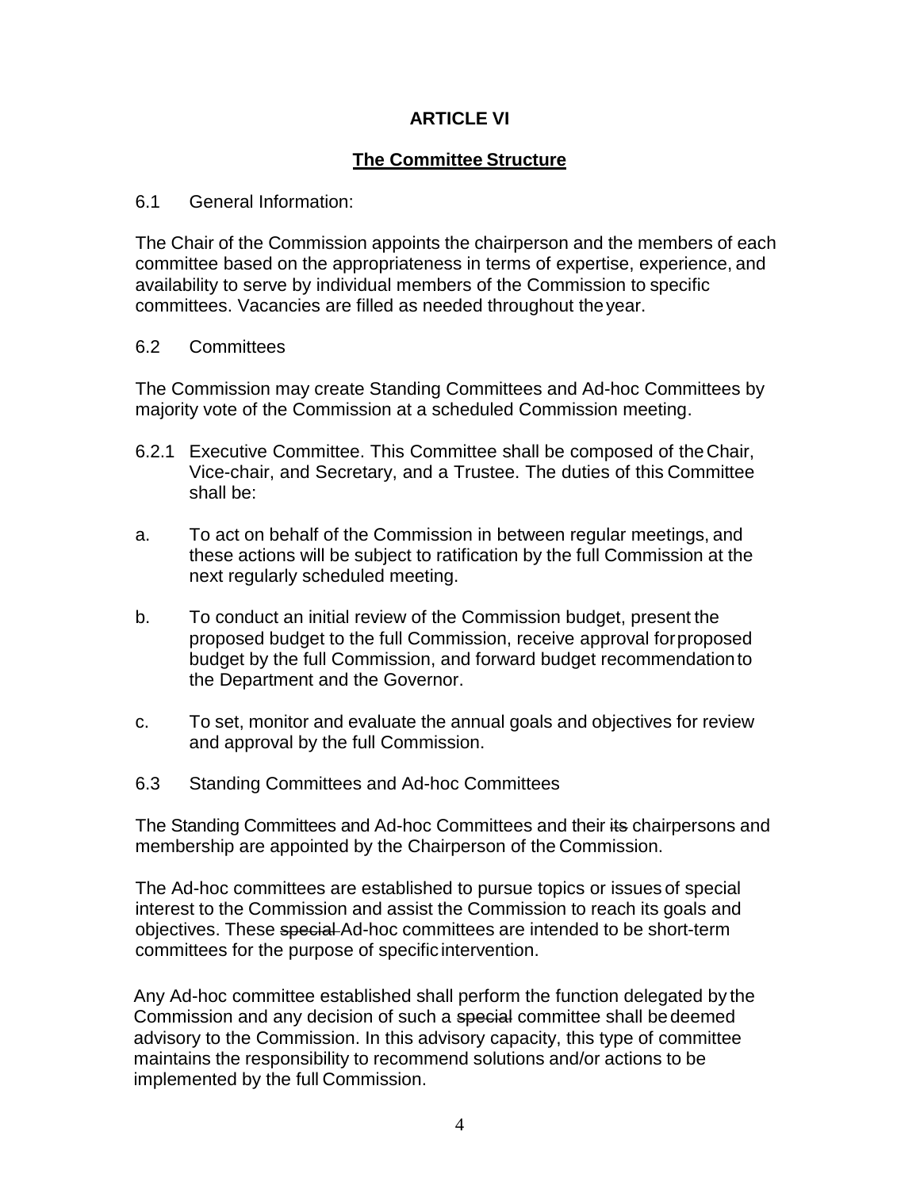# ARTICLE VI

## The Committee Structure

6.1 General Information:

The Chair of the Commission appoints the chairperson and the members of each committee based on the appropriateness in terms of expertise, experience, and availability to serve by individual members of the Commission to specific committees. Vacancies are filled as needed throughout the year.

6.2 Committees

The Commission may create Standing Committees and Ad-hoc Committees by majority vote of the Commission at a scheduled Commission meeting.

6.2.1 Executive Committee. This Committee shall be composed of the Chair, Vice-chair, and Secretary, and a Trustee. The duties of this Committee shall be:

a. To act on behalf of the Commission in between regular meetings, and these actions will be subject to ratification by the full Commission at the next regularly scheduled meeting.

b. To conduct an initial review of the Commission budget, present the proposed budget to the full Commission, receive approval for proposed budget by the full Commission, and forward budget recommendation to the Department and the Governor.

c. To set, monitor and evaluate the annual goals and objectives for review and approval by the full Commission.

6.3 Standing Committees and Ad-hoc Committees

The Standing Committees and Ad-hoc Committees and their ~~its~~ chairpersons and membership are appointed by the Chairperson of the Commission.

The Ad-hoc committees are established to pursue topics or issues of special interest to the Commission and assist the Commission to reach its goals and objectives. These ~~special~~ Ad-hoc committees are intended to be short-term committees for the purpose of specific intervention.

Any Ad-hoc committee established shall perform the function delegated by the Commission and any decision of such a ~~special~~ committee shall be deemed advisory to the Commission. In this advisory capacity, this type of committee maintains the responsibility to recommend solutions and/or actions to be implemented by the full Commission.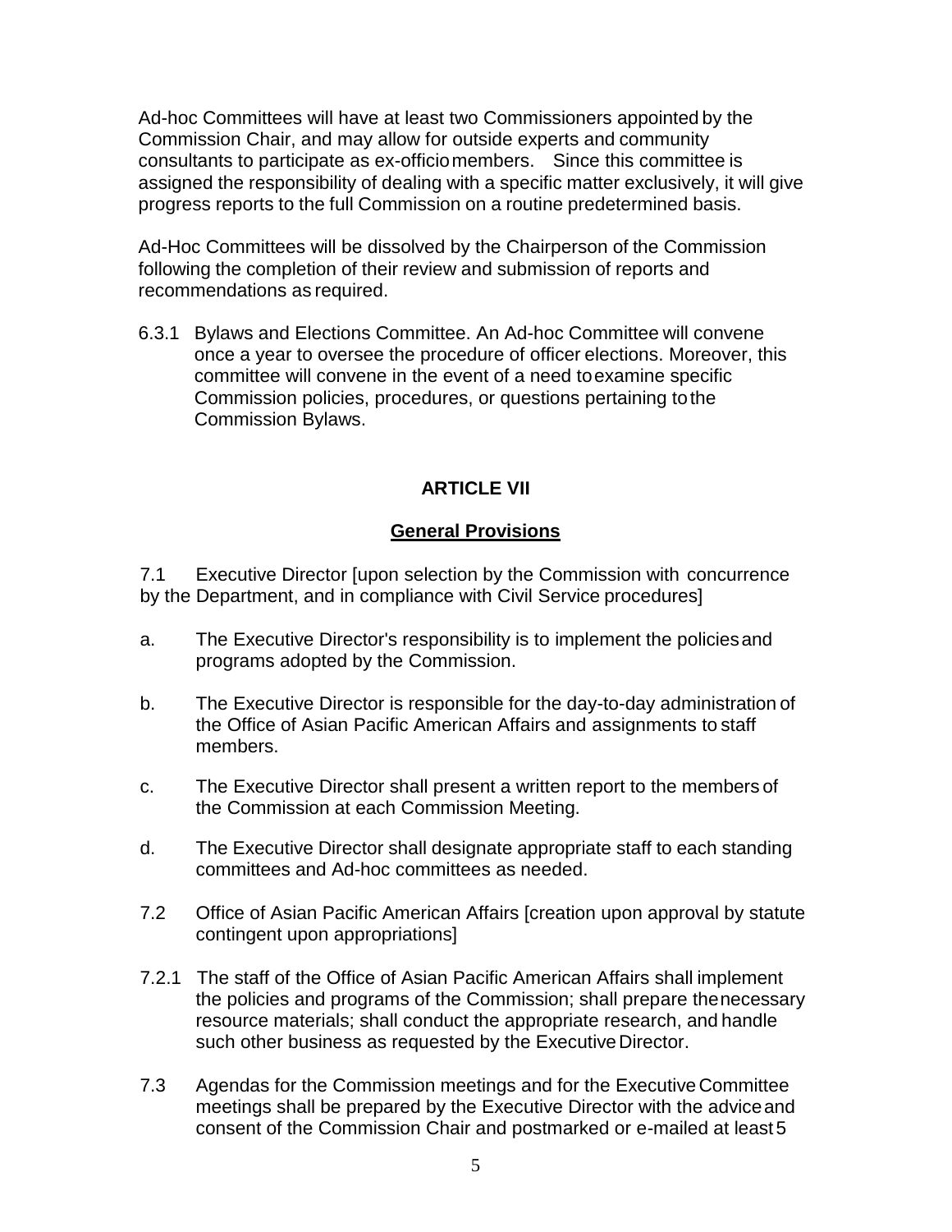Ad-hoc Committees will have at least two Commissioners appointed by the Commission Chair, and may allow for outside experts and community consultants to participate as ex-officio members. Since this committee is assigned the responsibility of dealing with a specific matter exclusively, it will give progress reports to the full Commission on a routine predetermined basis.

Ad-Hoc Committees will be dissolved by the Chairperson of the Commission following the completion of their review and submission of reports and recommendations as required.

6.3.1 Bylaws and Elections Committee. An Ad-hoc Committee will convene once a year to oversee the procedure of officer elections. Moreover, this committee will convene in the event of a need to examine specific Commission policies, procedures, or questions pertaining to the Commission Bylaws.

## ARTICLE VII

## General Provisions

7.1 Executive Director [upon selection by the Commission with concurrence by the Department, and in compliance with Civil Service procedures]

a. The Executive Director's responsibility is to implement the policies and programs adopted by the Commission.

b. The Executive Director is responsible for the day-to-day administration of the Office of Asian Pacific American Affairs and assignments to staff members.

c. The Executive Director shall present a written report to the members of the Commission at each Commission Meeting.

d. The Executive Director shall designate appropriate staff to each standing committees and Ad-hoc committees as needed.

7.2 Office of Asian Pacific American Affairs [creation upon approval by statute contingent upon appropriations]

7.2.1 The staff of the Office of Asian Pacific American Affairs shall implement the policies and programs of the Commission; shall prepare the necessary resource materials; shall conduct the appropriate research, and handle such other business as requested by the Executive Director.

7.3 Agendas for the Commission meetings and for the Executive Committee meetings shall be prepared by the Executive Director with the advice and consent of the Commission Chair and postmarked or e-mailed at least 5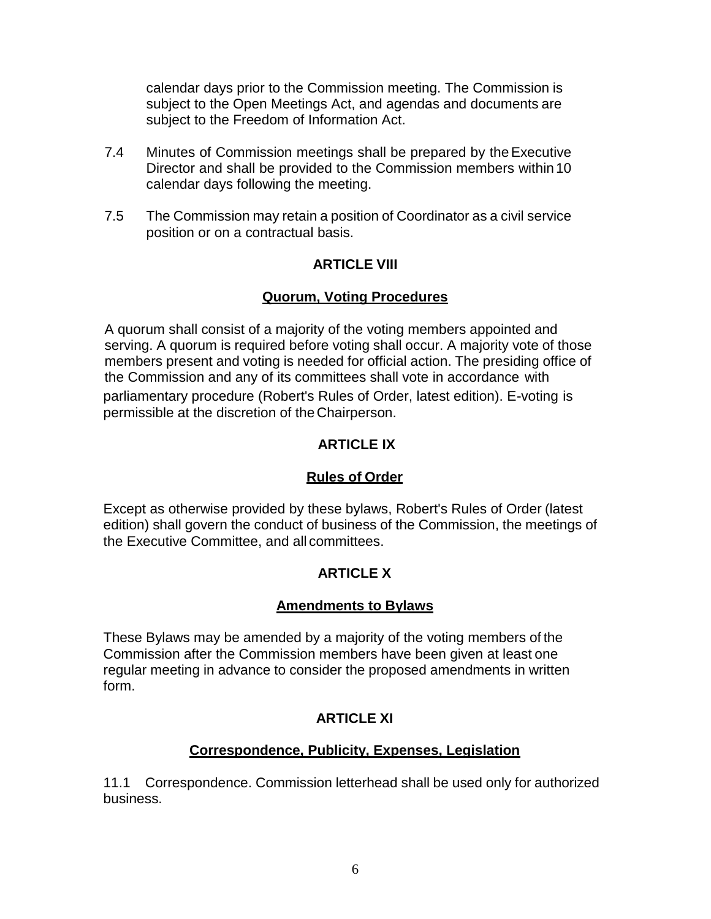calendar days prior to the Commission meeting. The Commission is subject to the Open Meetings Act, and agendas and documents are subject to the Freedom of Information Act.

7.4 Minutes of Commission meetings shall be prepared by the Executive Director and shall be provided to the Commission members within 10 calendar days following the meeting.

7.5 The Commission may retain a position of Coordinator as a civil service position or on a contractual basis.

## ARTICLE VIII

### Quorum, Voting Procedures

A quorum shall consist of a majority of the voting members appointed and serving. A quorum is required before voting shall occur. A majority vote of those members present and voting is needed for official action. The presiding office of the Commission and any of its committees shall vote in accordance with parliamentary procedure (Robert's Rules of Order, latest edition). E-voting is permissible at the discretion of the Chairperson.

## ARTICLE IX

### Rules of Order

Except as otherwise provided by these bylaws, Robert's Rules of Order (latest edition) shall govern the conduct of business of the Commission, the meetings of the Executive Committee, and all committees.

## ARTICLE X

### Amendments to Bylaws

These Bylaws may be amended by a majority of the voting members of the Commission after the Commission members have been given at least one regular meeting in advance to consider the proposed amendments in written form.

## ARTICLE XI

### Correspondence, Publicity, Expenses, Legislation

11.1 Correspondence. Commission letterhead shall be used only for authorized business.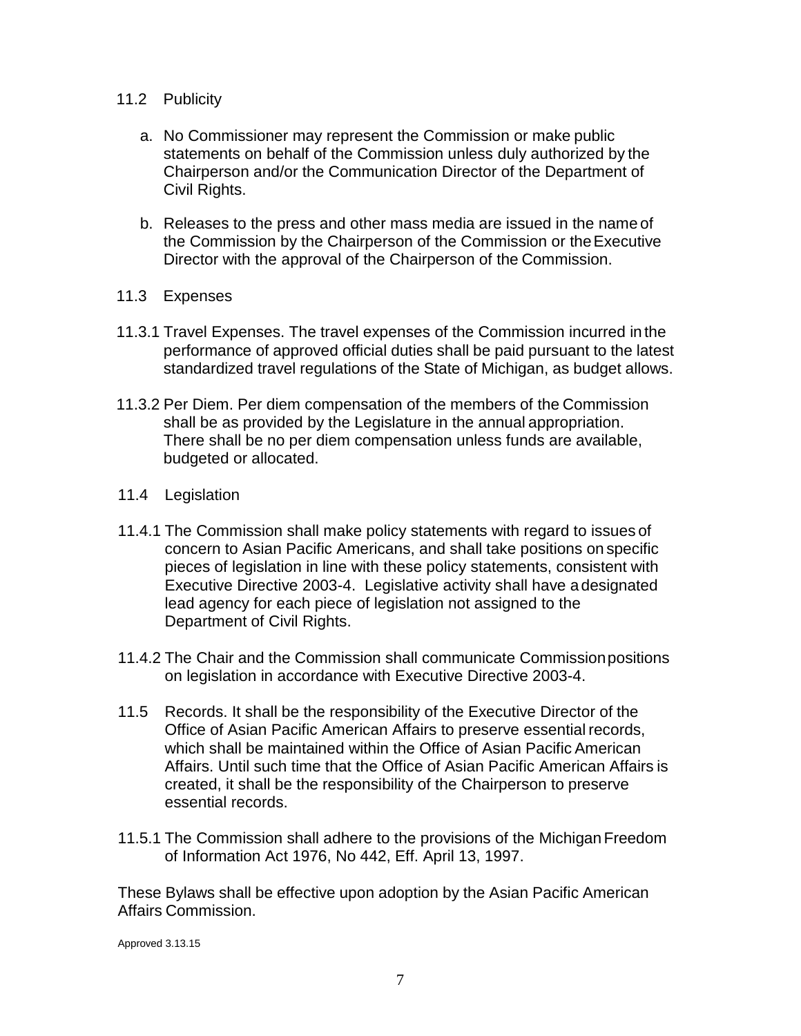## 11.2 Publicity

a. No Commissioner may represent the Commission or make public statements on behalf of the Commission unless duly authorized by the Chairperson and/or the Communication Director of the Department of Civil Rights.

b. Releases to the press and other mass media are issued in the name of the Commission by the Chairperson of the Commission or the Executive Director with the approval of the Chairperson of the Commission.

## 11.3 Expenses

11.3.1 Travel Expenses. The travel expenses of the Commission incurred in the performance of approved official duties shall be paid pursuant to the latest standardized travel regulations of the State of Michigan, as budget allows.

11.3.2 Per Diem. Per diem compensation of the members of the Commission shall be as provided by the Legislature in the annual appropriation. There shall be no per diem compensation unless funds are available, budgeted or allocated.

## 11.4 Legislation

11.4.1 The Commission shall make policy statements with regard to issues of concern to Asian Pacific Americans, and shall take positions on specific pieces of legislation in line with these policy statements, consistent with Executive Directive 2003-4. Legislative activity shall have a designated lead agency for each piece of legislation not assigned to the Department of Civil Rights.

11.4.2 The Chair and the Commission shall communicate Commission positions on legislation in accordance with Executive Directive 2003-4.

11.5 Records. It shall be the responsibility of the Executive Director of the Office of Asian Pacific American Affairs to preserve essential records, which shall be maintained within the Office of Asian Pacific American Affairs. Until such time that the Office of Asian Pacific American Affairs is created, it shall be the responsibility of the Chairperson to preserve essential records.

11.5.1 The Commission shall adhere to the provisions of the Michigan Freedom of Information Act 1976, No 442, Eff. April 13, 1997.

These Bylaws shall be effective upon adoption by the Asian Pacific American Affairs Commission.

Approved 3.13.15